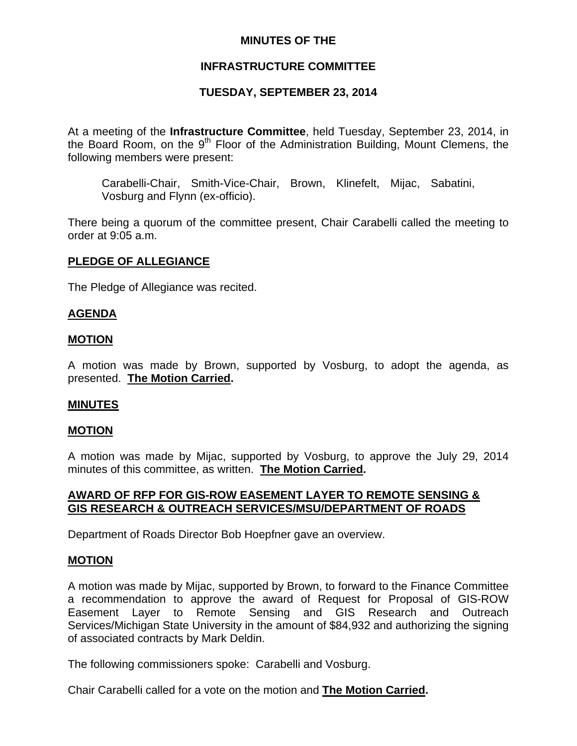**MINUTES OF THE**

**INFRASTRUCTURE COMMITTEE**

**TUESDAY, SEPTEMBER 23, 2014**

At a meeting of the **Infrastructure Committee**, held Tuesday, September 23, 2014, in the Board Room, on the 9th Floor of the Administration Building, Mount Clemens, the following members were present:

> Carabelli-Chair, Smith-Vice-Chair, Brown, Klinefelt, Mijac, Sabatini, Vosburg and Flynn (ex-officio).

There being a quorum of the committee present, Chair Carabelli called the meeting to order at 9:05 a.m.

**PLEDGE OF ALLEGIANCE**

The Pledge of Allegiance was recited.

**AGENDA**

**MOTION**

A motion was made by Brown, supported by Vosburg, to adopt the agenda, as presented. **The Motion Carried.**

**MINUTES**

**MOTION**

A motion was made by Mijac, supported by Vosburg, to approve the July 29, 2014 minutes of this committee, as written. **The Motion Carried.**

**AWARD OF RFP FOR GIS-ROW EASEMENT LAYER TO REMOTE SENSING & GIS RESEARCH & OUTREACH SERVICES/MSU/DEPARTMENT OF ROADS**

Department of Roads Director Bob Hoepfner gave an overview.

**MOTION**

A motion was made by Mijac, supported by Brown, to forward to the Finance Committee a recommendation to approve the award of Request for Proposal of GIS-ROW Easement Layer to Remote Sensing and GIS Research and Outreach Services/Michigan State University in the amount of $84,932 and authorizing the signing of associated contracts by Mark Deldin.

The following commissioners spoke: Carabelli and Vosburg.

Chair Carabelli called for a vote on the motion and **The Motion Carried.**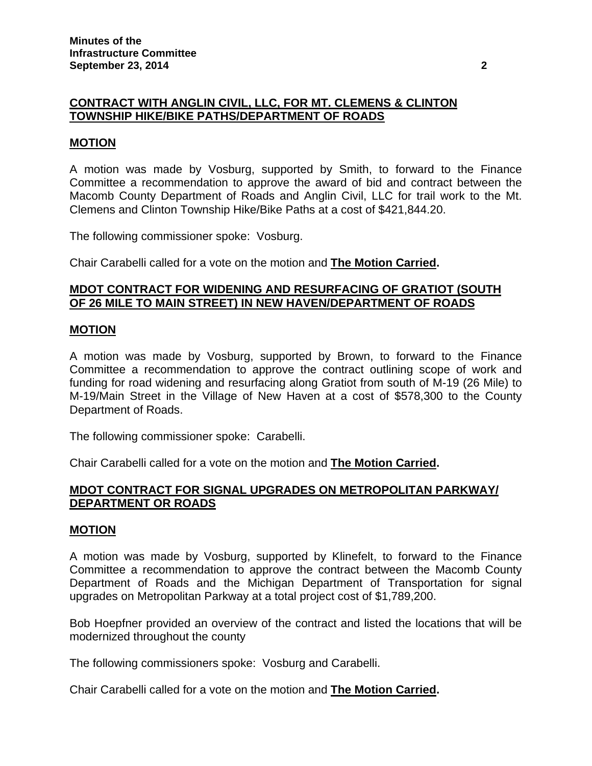## CONTRACT WITH ANGLIN CIVIL, LLC, FOR MT. CLEMENS & CLINTON TOWNSHIP HIKE/BIKE PATHS/DEPARTMENT OF ROADS

### MOTION

A motion was made by Vosburg, supported by Smith, to forward to the Finance Committee a recommendation to approve the award of bid and contract between the Macomb County Department of Roads and Anglin Civil, LLC for trail work to the Mt. Clemens and Clinton Township Hike/Bike Paths at a cost of $421,844.20.

The following commissioner spoke: Vosburg.

Chair Carabelli called for a vote on the motion and **The Motion Carried.**

## MDOT CONTRACT FOR WIDENING AND RESURFACING OF GRATIOT (SOUTH OF 26 MILE TO MAIN STREET) IN NEW HAVEN/DEPARTMENT OF ROADS

### MOTION

A motion was made by Vosburg, supported by Brown, to forward to the Finance Committee a recommendation to approve the contract outlining scope of work and funding for road widening and resurfacing along Gratiot from south of M-19 (26 Mile) to M-19/Main Street in the Village of New Haven at a cost of $578,300 to the County Department of Roads.

The following commissioner spoke: Carabelli.

Chair Carabelli called for a vote on the motion and **The Motion Carried.**

## MDOT CONTRACT FOR SIGNAL UPGRADES ON METROPOLITAN PARKWAY/ DEPARTMENT OR ROADS

### MOTION

A motion was made by Vosburg, supported by Klinefelt, to forward to the Finance Committee a recommendation to approve the contract between the Macomb County Department of Roads and the Michigan Department of Transportation for signal upgrades on Metropolitan Parkway at a total project cost of $1,789,200.

Bob Hoepfner provided an overview of the contract and listed the locations that will be modernized throughout the county

The following commissioners spoke: Vosburg and Carabelli.

Chair Carabelli called for a vote on the motion and **The Motion Carried.**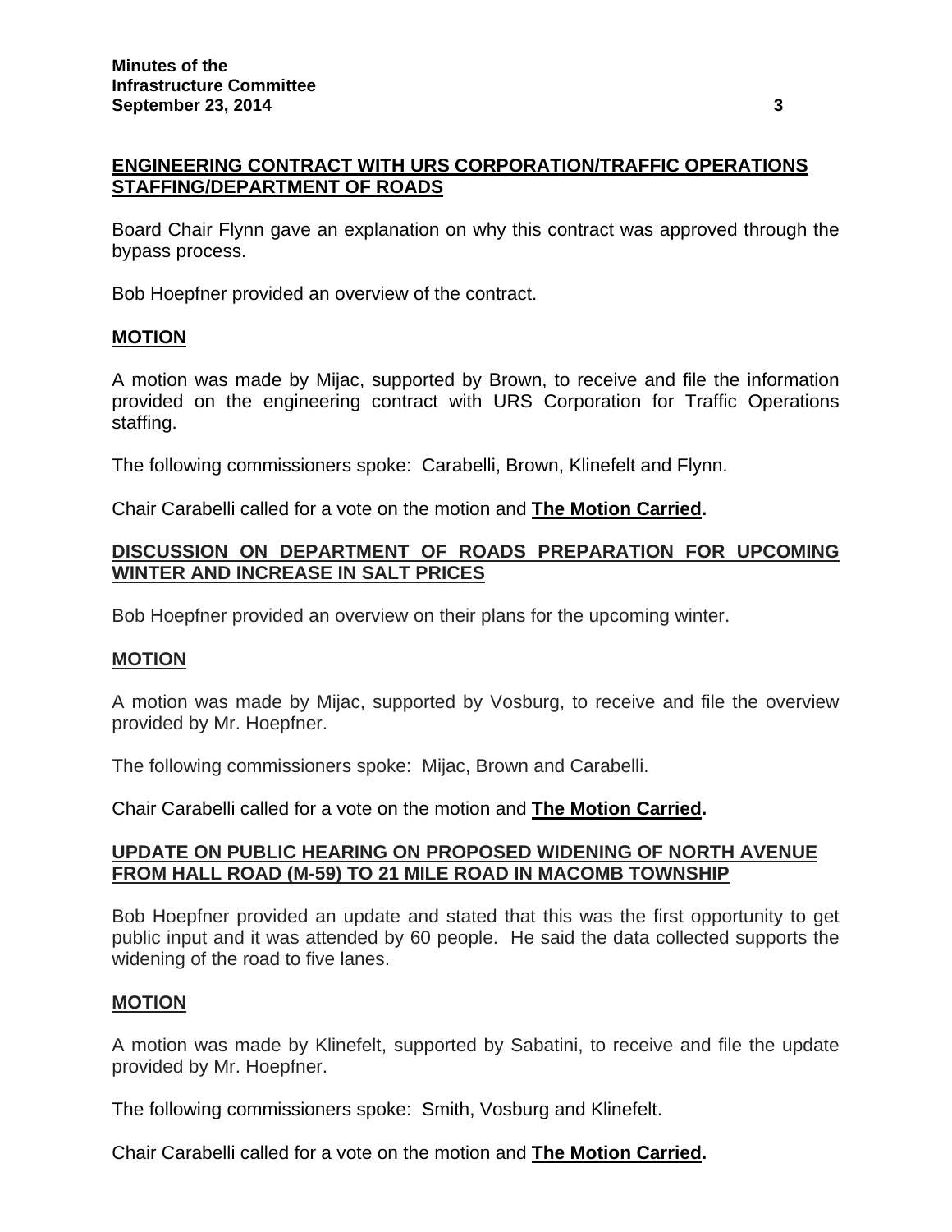## ENGINEERING CONTRACT WITH URS CORPORATION/TRAFFIC OPERATIONS STAFFING/DEPARTMENT OF ROADS

Board Chair Flynn gave an explanation on why this contract was approved through the bypass process.

Bob Hoepfner provided an overview of the contract.

### MOTION

A motion was made by Mijac, supported by Brown, to receive and file the information provided on the engineering contract with URS Corporation for Traffic Operations staffing.

The following commissioners spoke: Carabelli, Brown, Klinefelt and Flynn.

Chair Carabelli called for a vote on the motion and **The Motion Carried.**

## DISCUSSION ON DEPARTMENT OF ROADS PREPARATION FOR UPCOMING WINTER AND INCREASE IN SALT PRICES

Bob Hoepfner provided an overview on their plans for the upcoming winter.

### MOTION

A motion was made by Mijac, supported by Vosburg, to receive and file the overview provided by Mr. Hoepfner.

The following commissioners spoke: Mijac, Brown and Carabelli.

Chair Carabelli called for a vote on the motion and **The Motion Carried.**

## UPDATE ON PUBLIC HEARING ON PROPOSED WIDENING OF NORTH AVENUE FROM HALL ROAD (M-59) TO 21 MILE ROAD IN MACOMB TOWNSHIP

Bob Hoepfner provided an update and stated that this was the first opportunity to get public input and it was attended by 60 people. He said the data collected supports the widening of the road to five lanes.

### MOTION

A motion was made by Klinefelt, supported by Sabatini, to receive and file the update provided by Mr. Hoepfner.

The following commissioners spoke: Smith, Vosburg and Klinefelt.

Chair Carabelli called for a vote on the motion and **The Motion Carried.**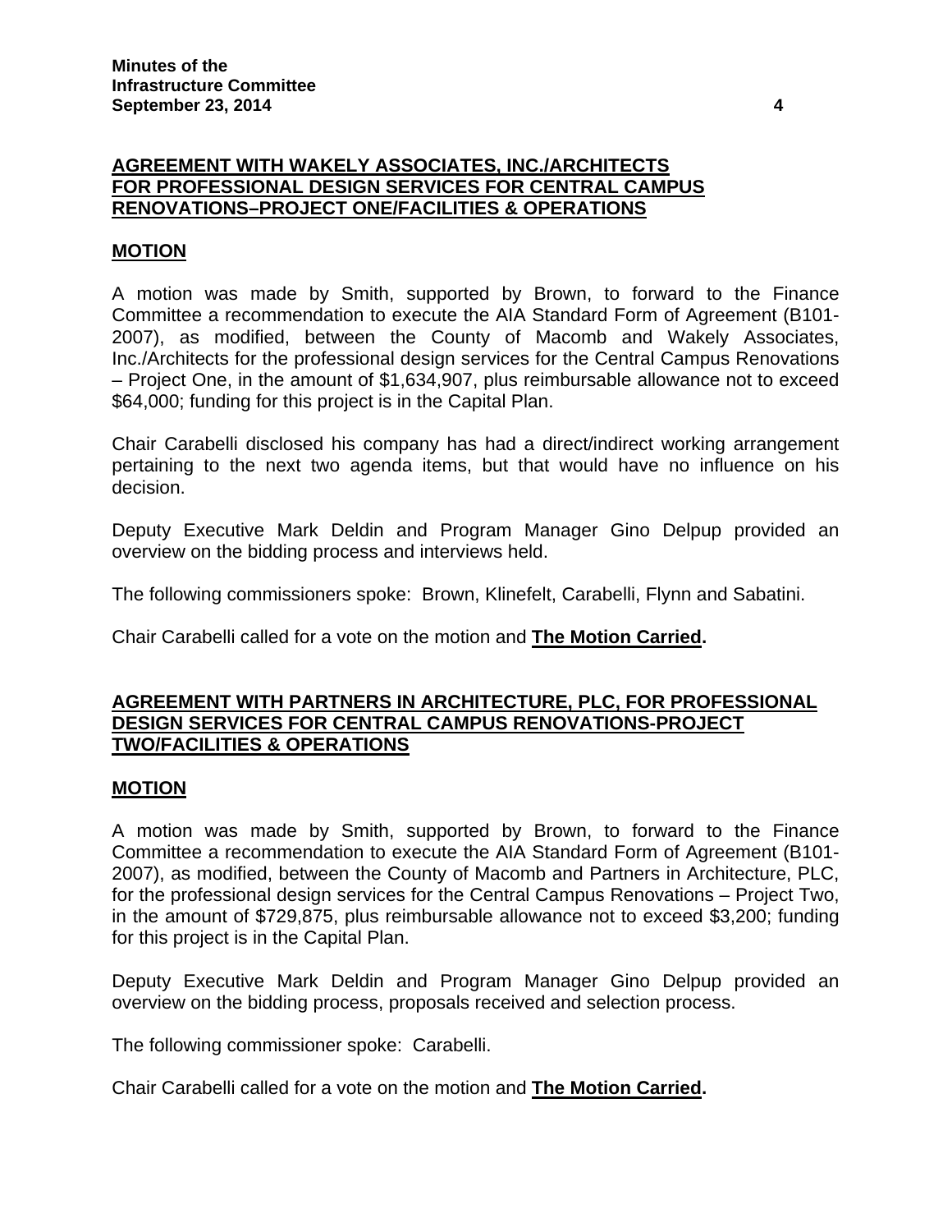## AGREEMENT WITH WAKELY ASSOCIATES, INC./ARCHITECTS FOR PROFESSIONAL DESIGN SERVICES FOR CENTRAL CAMPUS RENOVATIONS–PROJECT ONE/FACILITIES & OPERATIONS

### MOTION

A motion was made by Smith, supported by Brown, to forward to the Finance Committee a recommendation to execute the AIA Standard Form of Agreement (B101-2007), as modified, between the County of Macomb and Wakely Associates, Inc./Architects for the professional design services for the Central Campus Renovations – Project One, in the amount of $1,634,907, plus reimbursable allowance not to exceed $64,000; funding for this project is in the Capital Plan.

Chair Carabelli disclosed his company has had a direct/indirect working arrangement pertaining to the next two agenda items, but that would have no influence on his decision.

Deputy Executive Mark Deldin and Program Manager Gino Delpup provided an overview on the bidding process and interviews held.

The following commissioners spoke: Brown, Klinefelt, Carabelli, Flynn and Sabatini.

Chair Carabelli called for a vote on the motion and **The Motion Carried.**

## AGREEMENT WITH PARTNERS IN ARCHITECTURE, PLC, FOR PROFESSIONAL DESIGN SERVICES FOR CENTRAL CAMPUS RENOVATIONS-PROJECT TWO/FACILITIES & OPERATIONS

### MOTION

A motion was made by Smith, supported by Brown, to forward to the Finance Committee a recommendation to execute the AIA Standard Form of Agreement (B101-2007), as modified, between the County of Macomb and Partners in Architecture, PLC, for the professional design services for the Central Campus Renovations – Project Two, in the amount of $729,875, plus reimbursable allowance not to exceed $3,200; funding for this project is in the Capital Plan.

Deputy Executive Mark Deldin and Program Manager Gino Delpup provided an overview on the bidding process, proposals received and selection process.

The following commissioner spoke: Carabelli.

Chair Carabelli called for a vote on the motion and **The Motion Carried.**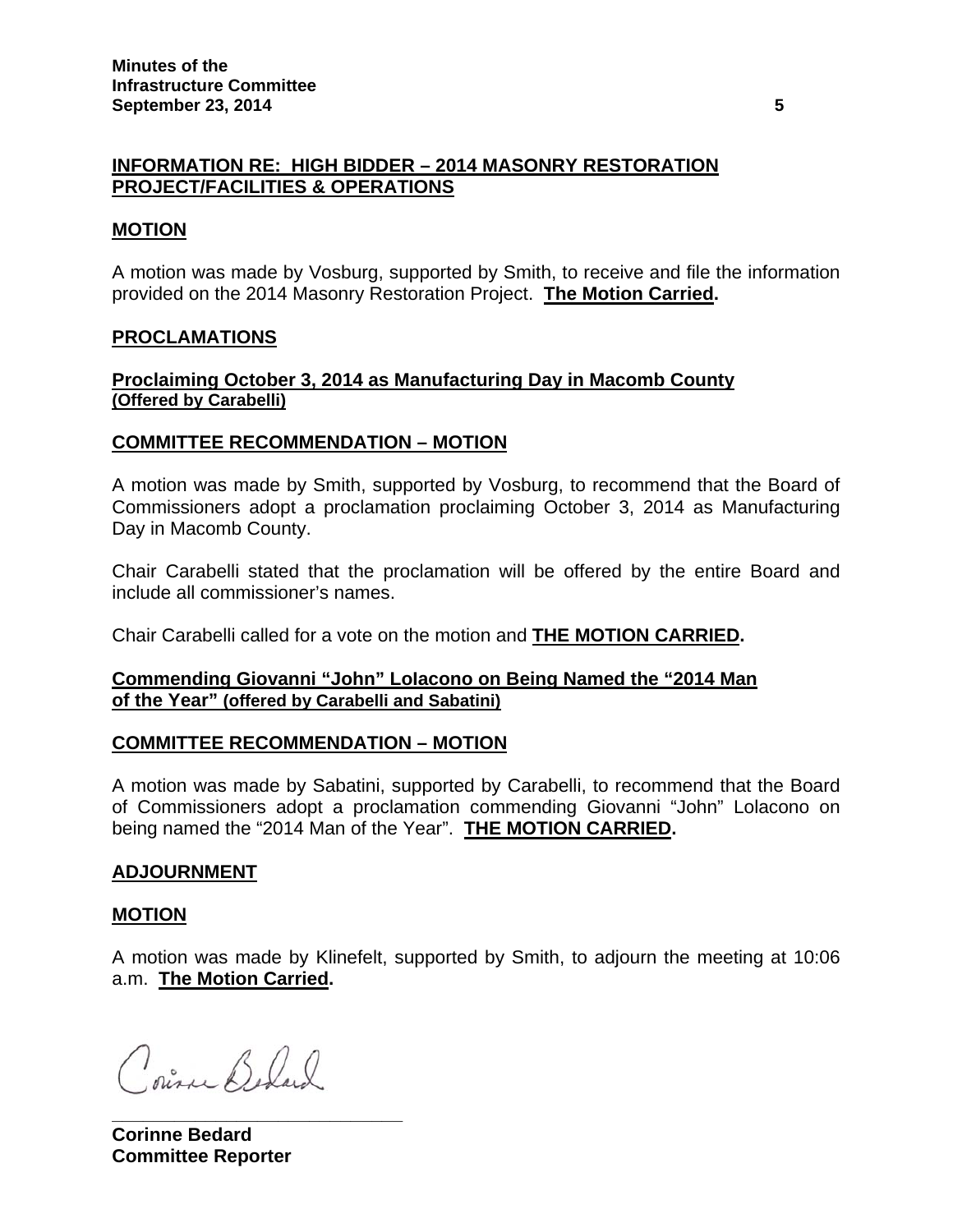**INFORMATION RE: HIGH BIDDER – 2014 MASONRY RESTORATION PROJECT/FACILITIES & OPERATIONS**

**MOTION**

A motion was made by Vosburg, supported by Smith, to receive and file the information provided on the 2014 Masonry Restoration Project. **The Motion Carried.**

**PROCLAMATIONS**

**Proclaiming October 3, 2014 as Manufacturing Day in Macomb County (Offered by Carabelli)**

**COMMITTEE RECOMMENDATION – MOTION**

A motion was made by Smith, supported by Vosburg, to recommend that the Board of Commissioners adopt a proclamation proclaiming October 3, 2014 as Manufacturing Day in Macomb County.

Chair Carabelli stated that the proclamation will be offered by the entire Board and include all commissioner's names.

Chair Carabelli called for a vote on the motion and **THE MOTION CARRIED.**

**Commending Giovanni "John" LoIacono on Being Named the "2014 Man of the Year" (offered by Carabelli and Sabatini)**

**COMMITTEE RECOMMENDATION – MOTION**

A motion was made by Sabatini, supported by Carabelli, to recommend that the Board of Commissioners adopt a proclamation commending Giovanni "John" LoIacono on being named the "2014 Man of the Year". **THE MOTION CARRIED.**

**ADJOURNMENT**

**MOTION**

A motion was made by Klinefelt, supported by Smith, to adjourn the meeting at 10:06 a.m. **The Motion Carried.**

Corinne Bedard

\_\_\_\_\_\_\_\_\_\_\_\_\_\_\_\_\_\_\_\_\_\_\_\_\_\_\_\_\_\_

**Corinne Bedard**
**Committee Reporter**